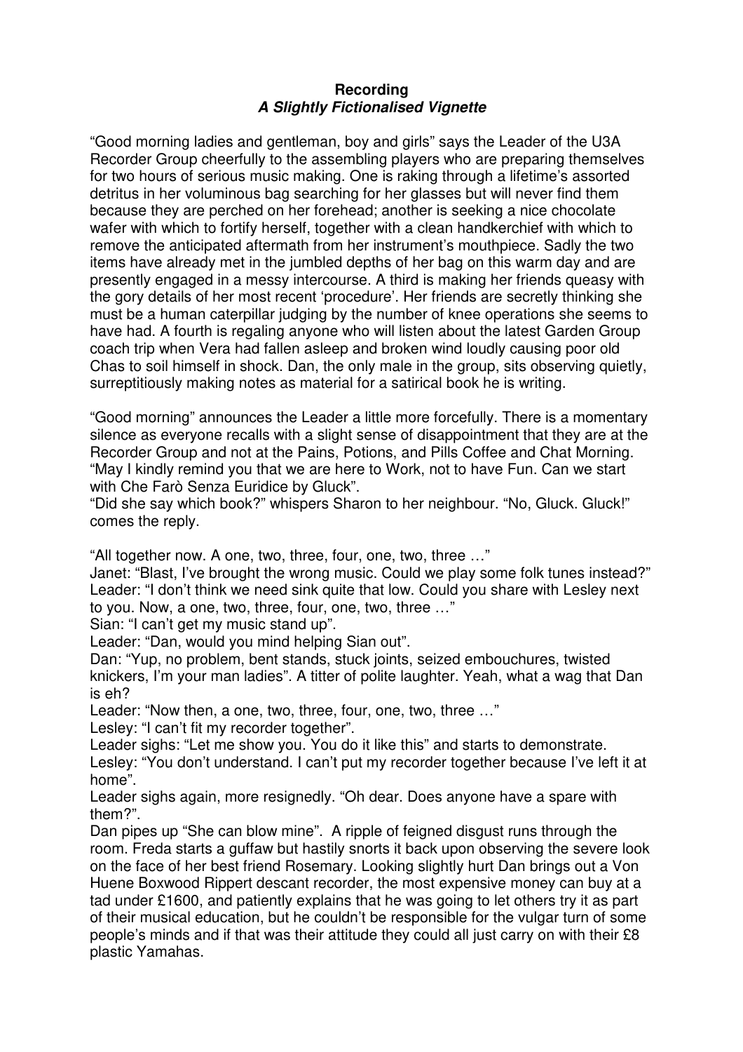**Recording**
***A Slightly Fictionalised Vignette***

"Good morning ladies and gentleman, boy and girls" says the Leader of the U3A Recorder Group cheerfully to the assembling players who are preparing themselves for two hours of serious music making. One is raking through a lifetime's assorted detritus in her voluminous bag searching for her glasses but will never find them because they are perched on her forehead; another is seeking a nice chocolate wafer with which to fortify herself, together with a clean handkerchief with which to remove the anticipated aftermath from her instrument's mouthpiece. Sadly the two items have already met in the jumbled depths of her bag on this warm day and are presently engaged in a messy intercourse. A third is making her friends queasy with the gory details of her most recent 'procedure'. Her friends are secretly thinking she must be a human caterpillar judging by the number of knee operations she seems to have had. A fourth is regaling anyone who will listen about the latest Garden Group coach trip when Vera had fallen asleep and broken wind loudly causing poor old Chas to soil himself in shock. Dan, the only male in the group, sits observing quietly, surreptitiously making notes as material for a satirical book he is writing.

"Good morning" announces the Leader a little more forcefully. There is a momentary silence as everyone recalls with a slight sense of disappointment that they are at the Recorder Group and not at the Pains, Potions, and Pills Coffee and Chat Morning. "May I kindly remind you that we are here to Work, not to have Fun. Can we start with Che Farò Senza Euridice by Gluck".
"Did she say which book?" whispers Sharon to her neighbour. "No, Gluck. Gluck!" comes the reply.

"All together now. A one, two, three, four, one, two, three …"
Janet: "Blast, I've brought the wrong music. Could we play some folk tunes instead?"
Leader: "I don't think we need sink quite that low. Could you share with Lesley next to you. Now, a one, two, three, four, one, two, three …"
Sian: "I can't get my music stand up".
Leader: "Dan, would you mind helping Sian out".
Dan: "Yup, no problem, bent stands, stuck joints, seized embouchures, twisted knickers, I'm your man ladies". A titter of polite laughter. Yeah, what a wag that Dan is eh?
Leader: "Now then, a one, two, three, four, one, two, three …"
Lesley: "I can't fit my recorder together".
Leader sighs: "Let me show you. You do it like this" and starts to demonstrate.
Lesley: "You don't understand. I can't put my recorder together because I've left it at home".
Leader sighs again, more resignedly. "Oh dear. Does anyone have a spare with them?".
Dan pipes up "She can blow mine". A ripple of feigned disgust runs through the room. Freda starts a guffaw but hastily snorts it back upon observing the severe look on the face of her best friend Rosemary. Looking slightly hurt Dan brings out a Von Huene Boxwood Rippert descant recorder, the most expensive money can buy at a tad under £1600, and patiently explains that he was going to let others try it as part of their musical education, but he couldn't be responsible for the vulgar turn of some people's minds and if that was their attitude they could all just carry on with their £8 plastic Yamahas.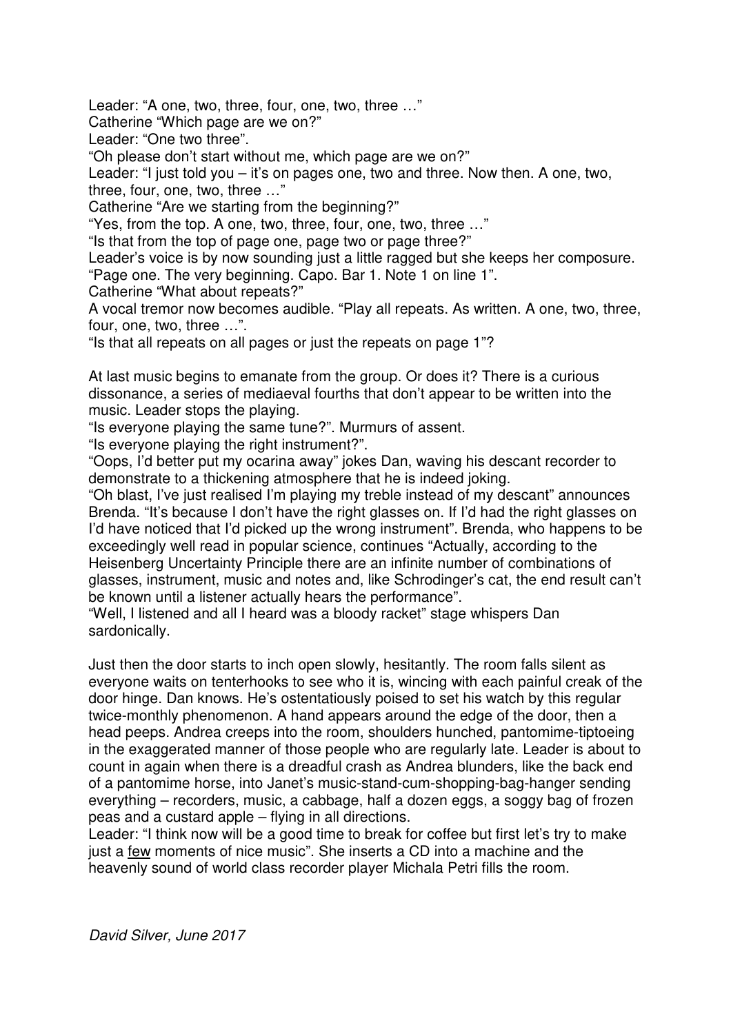Leader: "A one, two, three, four, one, two, three …"

Catherine "Which page are we on?"

Leader: "One two three".

"Oh please don't start without me, which page are we on?"

Leader: "I just told you – it's on pages one, two and three. Now then. A one, two, three, four, one, two, three …"

Catherine "Are we starting from the beginning?"

"Yes, from the top. A one, two, three, four, one, two, three …"

"Is that from the top of page one, page two or page three?"

Leader's voice is by now sounding just a little ragged but she keeps her composure. "Page one. The very beginning. Capo. Bar 1. Note 1 on line 1".

Catherine "What about repeats?"

A vocal tremor now becomes audible. "Play all repeats. As written. A one, two, three, four, one, two, three …".

"Is that all repeats on all pages or just the repeats on page 1"?

At last music begins to emanate from the group. Or does it? There is a curious dissonance, a series of mediaeval fourths that don't appear to be written into the music. Leader stops the playing.

"Is everyone playing the same tune?". Murmurs of assent.

"Is everyone playing the right instrument?".

"Oops, I'd better put my ocarina away" jokes Dan, waving his descant recorder to demonstrate to a thickening atmosphere that he is indeed joking.

"Oh blast, I've just realised I'm playing my treble instead of my descant" announces Brenda. "It's because I don't have the right glasses on. If I'd had the right glasses on I'd have noticed that I'd picked up the wrong instrument". Brenda, who happens to be exceedingly well read in popular science, continues "Actually, according to the Heisenberg Uncertainty Principle there are an infinite number of combinations of glasses, instrument, music and notes and, like Schrodinger's cat, the end result can't be known until a listener actually hears the performance".

"Well, I listened and all I heard was a bloody racket" stage whispers Dan sardonically.

Just then the door starts to inch open slowly, hesitantly. The room falls silent as everyone waits on tenterhooks to see who it is, wincing with each painful creak of the door hinge. Dan knows. He's ostentatiously poised to set his watch by this regular twice-monthly phenomenon. A hand appears around the edge of the door, then a head peeps. Andrea creeps into the room, shoulders hunched, pantomime-tiptoeing in the exaggerated manner of those people who are regularly late. Leader is about to count in again when there is a dreadful crash as Andrea blunders, like the back end of a pantomime horse, into Janet's music-stand-cum-shopping-bag-hanger sending everything – recorders, music, a cabbage, half a dozen eggs, a soggy bag of frozen peas and a custard apple – flying in all directions.

Leader: "I think now will be a good time to break for coffee but first let's try to make just a <u>few</u> moments of nice music". She inserts a CD into a machine and the heavenly sound of world class recorder player Michala Petri fills the room.

*David Silver, June 2017*